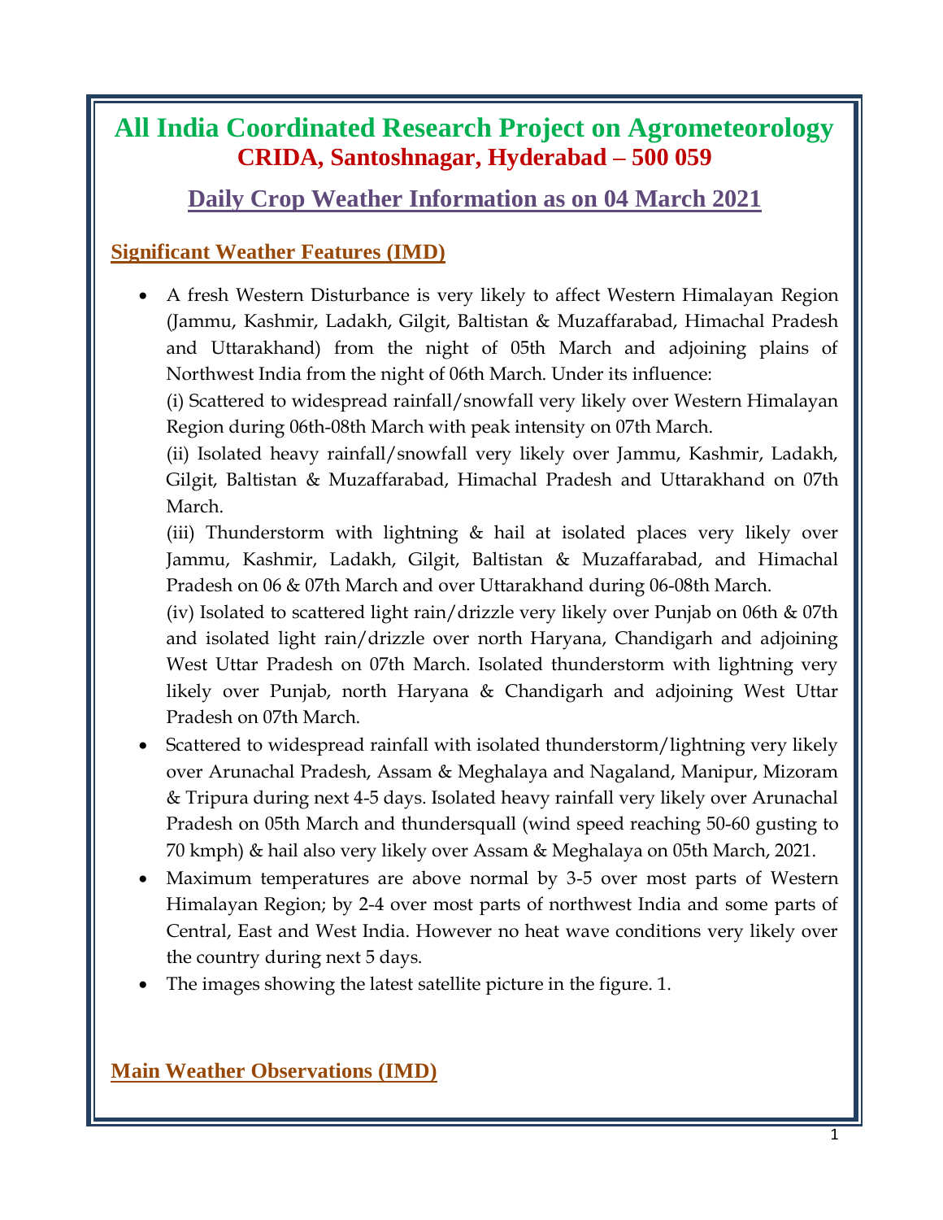# All India Coordinated Research Project on Agrometeorology

## CRIDA, Santoshnagar, Hyderabad – 500 059

## Daily Crop Weather Information as on 04 March 2021

### Significant Weather Features (IMD)

- A fresh Western Disturbance is very likely to affect Western Himalayan Region (Jammu, Kashmir, Ladakh, Gilgit, Baltistan & Muzaffarabad, Himachal Pradesh and Uttarakhand) from the night of 05th March and adjoining plains of Northwest India from the night of 06th March. Under its influence:

  (i) Scattered to widespread rainfall/snowfall very likely over Western Himalayan Region during 06th-08th March with peak intensity on 07th March.

  (ii) Isolated heavy rainfall/snowfall very likely over Jammu, Kashmir, Ladakh, Gilgit, Baltistan & Muzaffarabad, Himachal Pradesh and Uttarakhand on 07th March.

  (iii) Thunderstorm with lightning & hail at isolated places very likely over Jammu, Kashmir, Ladakh, Gilgit, Baltistan & Muzaffarabad, and Himachal Pradesh on 06 & 07th March and over Uttarakhand during 06-08th March.

  (iv) Isolated to scattered light rain/drizzle very likely over Punjab on 06th & 07th and isolated light rain/drizzle over north Haryana, Chandigarh and adjoining West Uttar Pradesh on 07th March. Isolated thunderstorm with lightning very likely over Punjab, north Haryana & Chandigarh and adjoining West Uttar Pradesh on 07th March.
- Scattered to widespread rainfall with isolated thunderstorm/lightning very likely over Arunachal Pradesh, Assam & Meghalaya and Nagaland, Manipur, Mizoram & Tripura during next 4-5 days. Isolated heavy rainfall very likely over Arunachal Pradesh on 05th March and thundersquall (wind speed reaching 50-60 gusting to 70 kmph) & hail also very likely over Assam & Meghalaya on 05th March, 2021.
- Maximum temperatures are above normal by 3-5 over most parts of Western Himalayan Region; by 2-4 over most parts of northwest India and some parts of Central, East and West India. However no heat wave conditions very likely over the country during next 5 days.
- The images showing the latest satellite picture in the figure. 1.

### Main Weather Observations (IMD)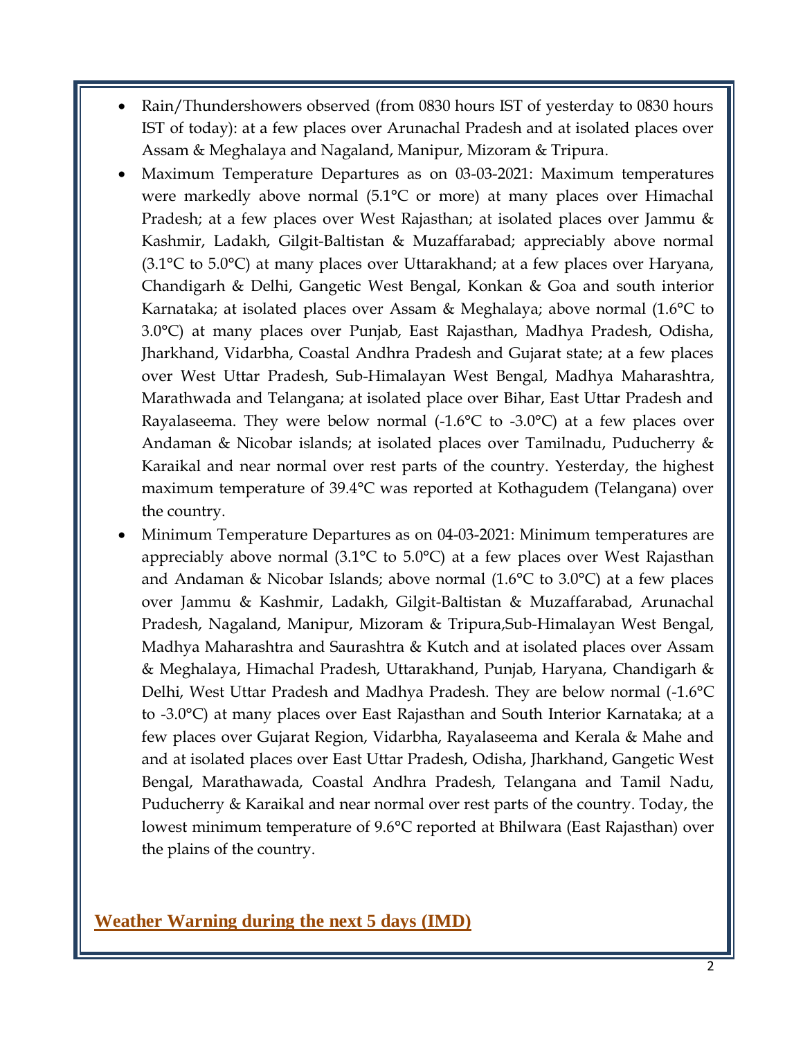- Rain/Thundershowers observed (from 0830 hours IST of yesterday to 0830 hours IST of today): at a few places over Arunachal Pradesh and at isolated places over Assam & Meghalaya and Nagaland, Manipur, Mizoram & Tripura.
- Maximum Temperature Departures as on 03-03-2021: Maximum temperatures were markedly above normal (5.1°C or more) at many places over Himachal Pradesh; at a few places over West Rajasthan; at isolated places over Jammu & Kashmir, Ladakh, Gilgit-Baltistan & Muzaffarabad; appreciably above normal (3.1°C to 5.0°C) at many places over Uttarakhand; at a few places over Haryana, Chandigarh & Delhi, Gangetic West Bengal, Konkan & Goa and south interior Karnataka; at isolated places over Assam & Meghalaya; above normal (1.6°C to 3.0°C) at many places over Punjab, East Rajasthan, Madhya Pradesh, Odisha, Jharkhand, Vidarbha, Coastal Andhra Pradesh and Gujarat state; at a few places over West Uttar Pradesh, Sub-Himalayan West Bengal, Madhya Maharashtra, Marathwada and Telangana; at isolated place over Bihar, East Uttar Pradesh and Rayalaseema. They were below normal (-1.6°C to -3.0°C) at a few places over Andaman & Nicobar islands; at isolated places over Tamilnadu, Puducherry & Karaikal and near normal over rest parts of the country. Yesterday, the highest maximum temperature of 39.4°C was reported at Kothagudem (Telangana) over the country.
- Minimum Temperature Departures as on 04-03-2021: Minimum temperatures are appreciably above normal (3.1°C to 5.0°C) at a few places over West Rajasthan and Andaman & Nicobar Islands; above normal (1.6°C to 3.0°C) at a few places over Jammu & Kashmir, Ladakh, Gilgit-Baltistan & Muzaffarabad, Arunachal Pradesh, Nagaland, Manipur, Mizoram & Tripura,Sub-Himalayan West Bengal, Madhya Maharashtra and Saurashtra & Kutch and at isolated places over Assam & Meghalaya, Himachal Pradesh, Uttarakhand, Punjab, Haryana, Chandigarh & Delhi, West Uttar Pradesh and Madhya Pradesh. They are below normal (-1.6°C to -3.0°C) at many places over East Rajasthan and South Interior Karnataka; at a few places over Gujarat Region, Vidarbha, Rayalaseema and Kerala & Mahe and and at isolated places over East Uttar Pradesh, Odisha, Jharkhand, Gangetic West Bengal, Marathawada, Coastal Andhra Pradesh, Telangana and Tamil Nadu, Puducherry & Karaikal and near normal over rest parts of the country. Today, the lowest minimum temperature of 9.6°C reported at Bhilwara (East Rajasthan) over the plains of the country.

## Weather Warning during the next 5 days (IMD)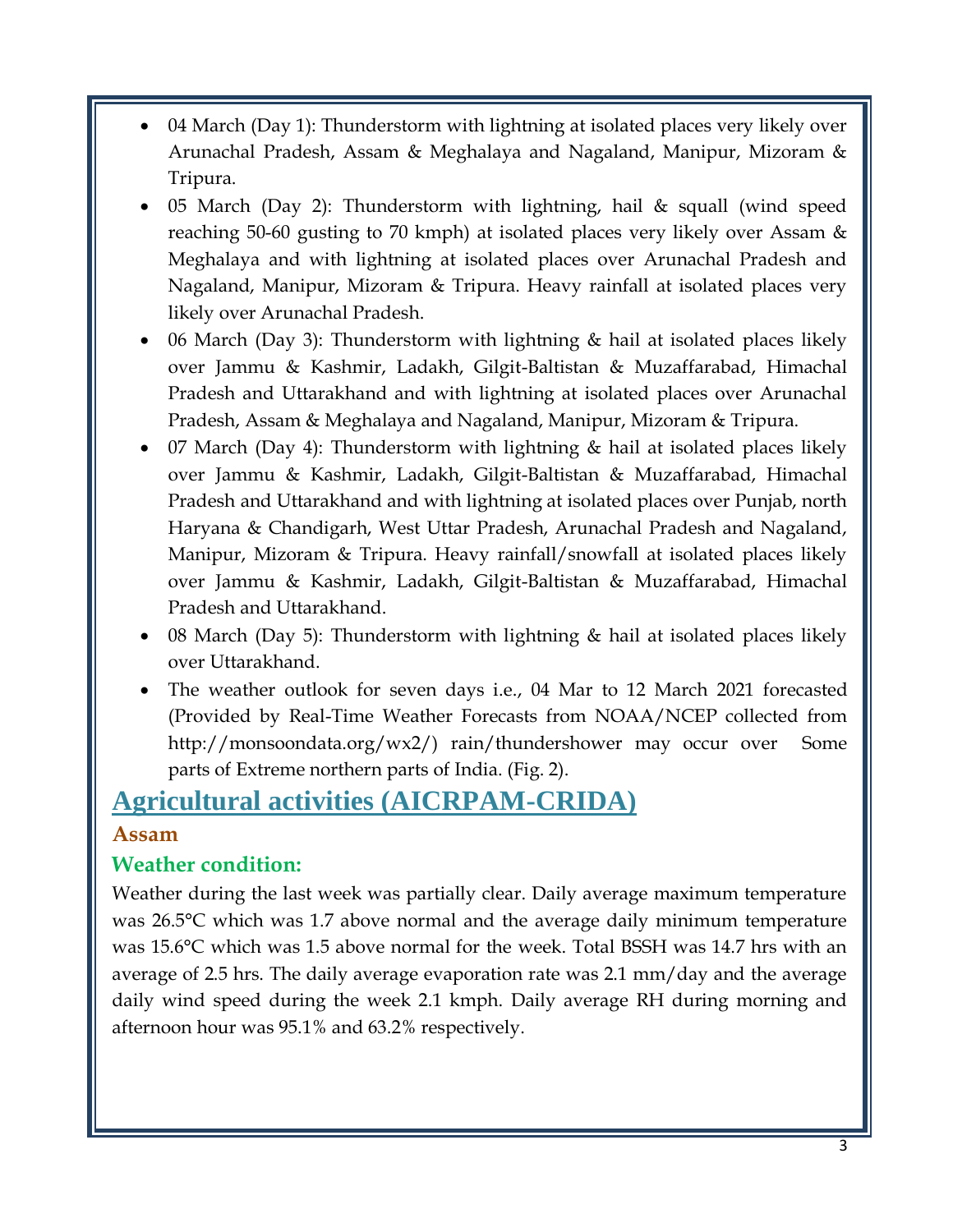- 04 March (Day 1): Thunderstorm with lightning at isolated places very likely over Arunachal Pradesh, Assam & Meghalaya and Nagaland, Manipur, Mizoram & Tripura.
- 05 March (Day 2): Thunderstorm with lightning, hail & squall (wind speed reaching 50-60 gusting to 70 kmph) at isolated places very likely over Assam & Meghalaya and with lightning at isolated places over Arunachal Pradesh and Nagaland, Manipur, Mizoram & Tripura. Heavy rainfall at isolated places very likely over Arunachal Pradesh.
- 06 March (Day 3): Thunderstorm with lightning & hail at isolated places likely over Jammu & Kashmir, Ladakh, Gilgit-Baltistan & Muzaffarabad, Himachal Pradesh and Uttarakhand and with lightning at isolated places over Arunachal Pradesh, Assam & Meghalaya and Nagaland, Manipur, Mizoram & Tripura.
- 07 March (Day 4): Thunderstorm with lightning & hail at isolated places likely over Jammu & Kashmir, Ladakh, Gilgit-Baltistan & Muzaffarabad, Himachal Pradesh and Uttarakhand and with lightning at isolated places over Punjab, north Haryana & Chandigarh, West Uttar Pradesh, Arunachal Pradesh and Nagaland, Manipur, Mizoram & Tripura. Heavy rainfall/snowfall at isolated places likely over Jammu & Kashmir, Ladakh, Gilgit-Baltistan & Muzaffarabad, Himachal Pradesh and Uttarakhand.
- 08 March (Day 5): Thunderstorm with lightning & hail at isolated places likely over Uttarakhand.
- The weather outlook for seven days i.e., 04 Mar to 12 March 2021 forecasted (Provided by Real-Time Weather Forecasts from NOAA/NCEP collected from http://monsoondata.org/wx2/) rain/thundershower may occur over Some parts of Extreme northern parts of India. (Fig. 2).

# Agricultural activities (AICRPAM-CRIDA)

## Assam

### Weather condition:

Weather during the last week was partially clear. Daily average maximum temperature was 26.5°C which was 1.7 above normal and the average daily minimum temperature was 15.6°C which was 1.5 above normal for the week. Total BSSH was 14.7 hrs with an average of 2.5 hrs. The daily average evaporation rate was 2.1 mm/day and the average daily wind speed during the week 2.1 kmph. Daily average RH during morning and afternoon hour was 95.1% and 63.2% respectively.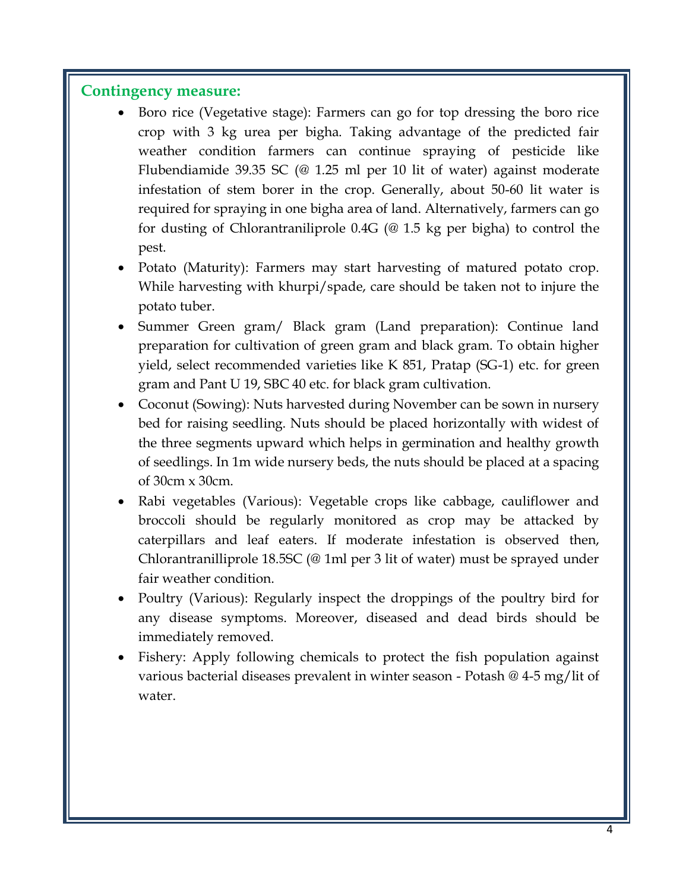**Contingency measure:**

- Boro rice (Vegetative stage): Farmers can go for top dressing the boro rice crop with 3 kg urea per bigha. Taking advantage of the predicted fair weather condition farmers can continue spraying of pesticide like Flubendiamide 39.35 SC (@ 1.25 ml per 10 lit of water) against moderate infestation of stem borer in the crop. Generally, about 50-60 lit water is required for spraying in one bigha area of land. Alternatively, farmers can go for dusting of Chlorantraniliprole 0.4G (@ 1.5 kg per bigha) to control the pest.
- Potato (Maturity): Farmers may start harvesting of matured potato crop. While harvesting with khurpi/spade, care should be taken not to injure the potato tuber.
- Summer Green gram/ Black gram (Land preparation): Continue land preparation for cultivation of green gram and black gram. To obtain higher yield, select recommended varieties like K 851, Pratap (SG-1) etc. for green gram and Pant U 19, SBC 40 etc. for black gram cultivation.
- Coconut (Sowing): Nuts harvested during November can be sown in nursery bed for raising seedling. Nuts should be placed horizontally with widest of the three segments upward which helps in germination and healthy growth of seedlings. In 1m wide nursery beds, the nuts should be placed at a spacing of 30cm x 30cm.
- Rabi vegetables (Various): Vegetable crops like cabbage, cauliflower and broccoli should be regularly monitored as crop may be attacked by caterpillars and leaf eaters. If moderate infestation is observed then, Chlorantranilliprole 18.5SC (@ 1ml per 3 lit of water) must be sprayed under fair weather condition.
- Poultry (Various): Regularly inspect the droppings of the poultry bird for any disease symptoms. Moreover, diseased and dead birds should be immediately removed.
- Fishery: Apply following chemicals to protect the fish population against various bacterial diseases prevalent in winter season - Potash @ 4-5 mg/lit of water.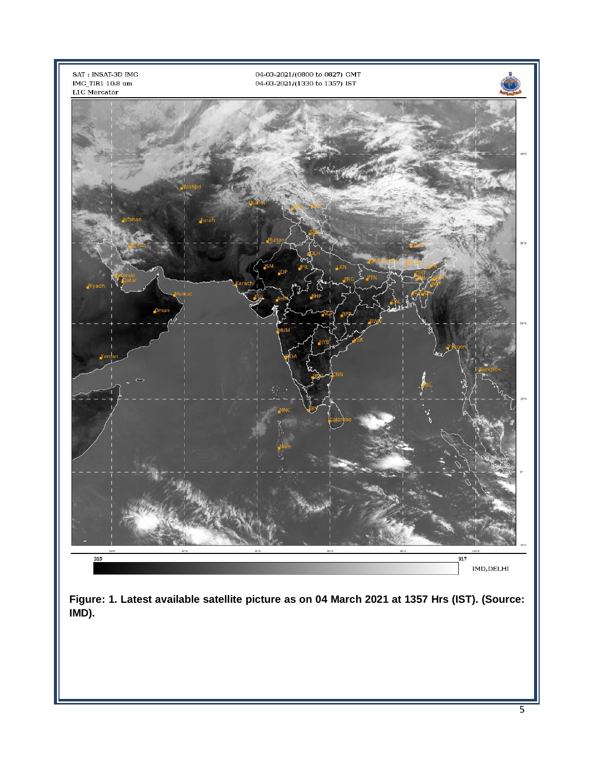**Figure: 1. Latest available satellite picture as on 04 March 2021 at 1357 Hrs (IST). (Source: IMD).**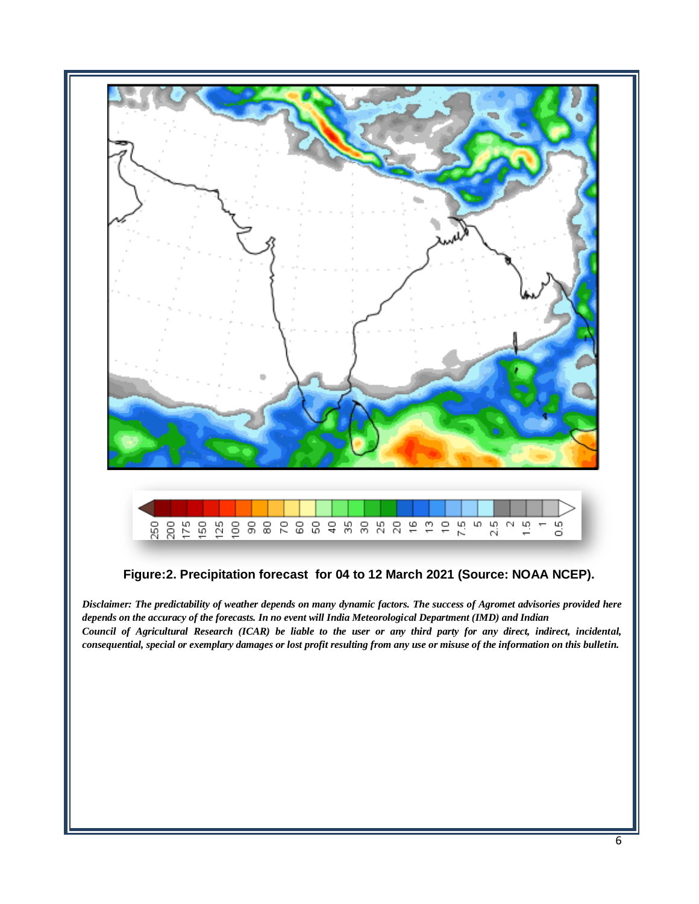250 200 175 150 125 100 90 80 70 60 50 40 35 30 25 20 16 13 10 7.5 5 2.5 2 1.5 1 0.5

**Figure:2. Precipitation forecast for 04 to 12 March 2021 (Source: NOAA NCEP).**

***Disclaimer: The predictability of weather depends on many dynamic factors. The success of Agromet advisories provided here depends on the accuracy of the forecasts. In no event will India Meteorological Department (IMD) and Indian Council of Agricultural Research (ICAR) be liable to the user or any third party for any direct, indirect, incidental, consequential, special or exemplary damages or lost profit resulting from any use or misuse of the information on this bulletin.***